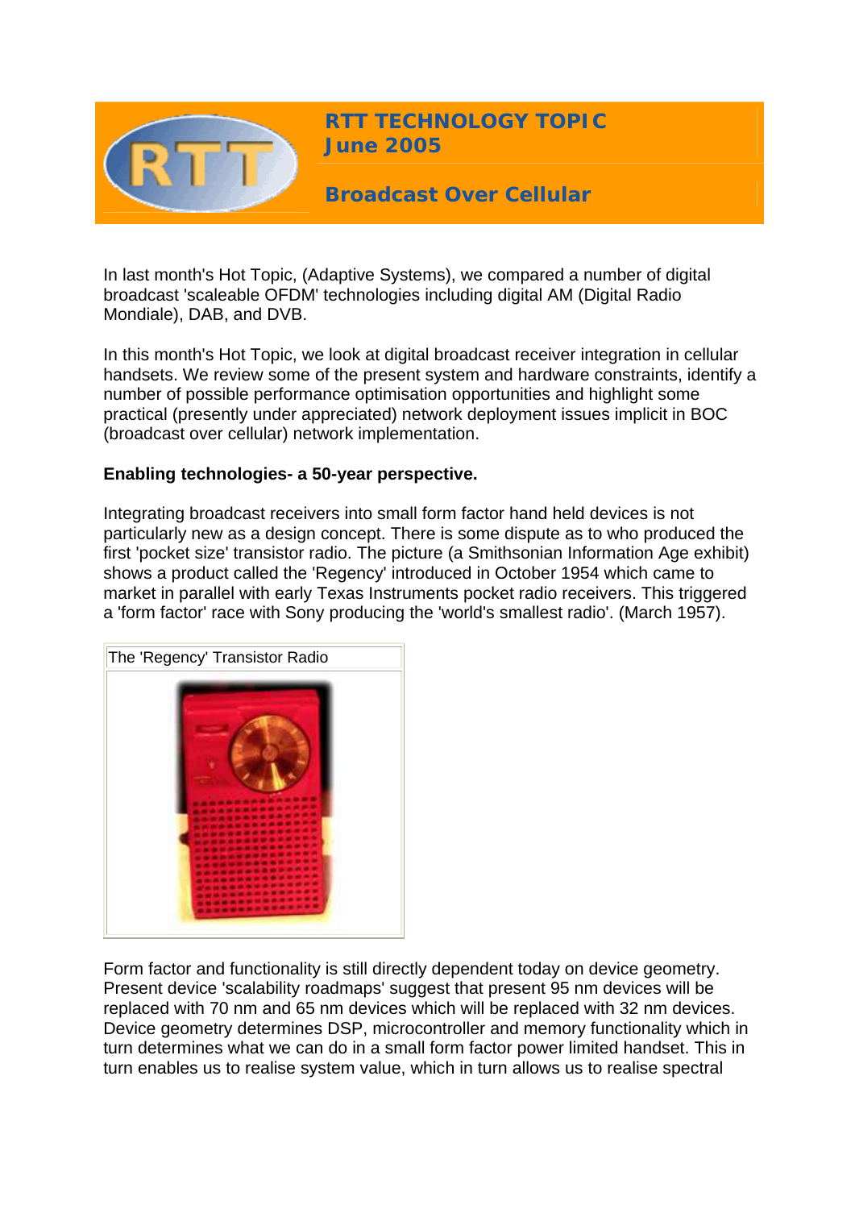# RTT TECHNOLOGY TOPIC
## June 2005

## Broadcast Over Cellular

In last month's Hot Topic, (Adaptive Systems), we compared a number of digital broadcast 'scaleable OFDM' technologies including digital AM (Digital Radio Mondiale), DAB, and DVB.

In this month's Hot Topic, we look at digital broadcast receiver integration in cellular handsets. We review some of the present system and hardware constraints, identify a number of possible performance optimisation opportunities and highlight some practical (presently under appreciated) network deployment issues implicit in BOC (broadcast over cellular) network implementation.

**Enabling technologies- a 50-year perspective.**

Integrating broadcast receivers into small form factor hand held devices is not particularly new as a design concept. There is some dispute as to who produced the first 'pocket size' transistor radio. The picture (a Smithsonian Information Age exhibit) shows a product called the 'Regency' introduced in October 1954 which came to market in parallel with early Texas Instruments pocket radio receivers. This triggered a 'form factor' race with Sony producing the 'world's smallest radio'. (March 1957).

The 'Regency' Transistor Radio

Form factor and functionality is still directly dependent today on device geometry. Present device 'scalability roadmaps' suggest that present 95 nm devices will be replaced with 70 nm and 65 nm devices which will be replaced with 32 nm devices. Device geometry determines DSP, microcontroller and memory functionality which in turn determines what we can do in a small form factor power limited handset. This in turn enables us to realise system value, which in turn allows us to realise spectral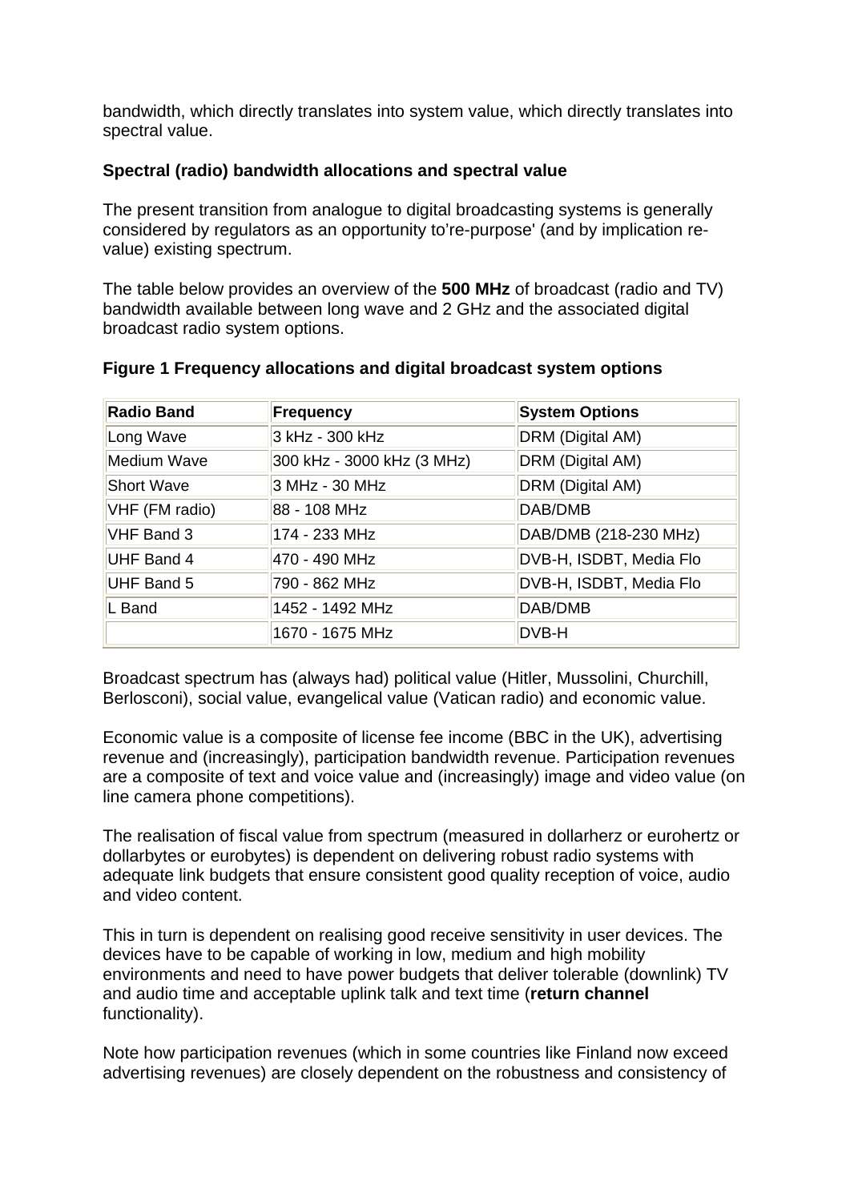bandwidth, which directly translates into system value, which directly translates into spectral value.

**Spectral (radio) bandwidth allocations and spectral value**

The present transition from analogue to digital broadcasting systems is generally considered by regulators as an opportunity to're-purpose' (and by implication re-value) existing spectrum.

The table below provides an overview of the **500 MHz** of broadcast (radio and TV) bandwidth available between long wave and 2 GHz and the associated digital broadcast radio system options.

**Figure 1 Frequency allocations and digital broadcast system options**

| Radio Band | Frequency | System Options |
|---|---|---|
| Long Wave | 3 kHz - 300 kHz | DRM (Digital AM) |
| Medium Wave | 300 kHz - 3000 kHz (3 MHz) | DRM (Digital AM) |
| Short Wave | 3 MHz - 30 MHz | DRM (Digital AM) |
| VHF (FM radio) | 88 - 108 MHz | DAB/DMB |
| VHF Band 3 | 174 - 233 MHz | DAB/DMB (218-230 MHz) |
| UHF Band 4 | 470 - 490 MHz | DVB-H, ISDBT, Media Flo |
| UHF Band 5 | 790 - 862 MHz | DVB-H, ISDBT, Media Flo |
| L Band | 1452 - 1492 MHz | DAB/DMB |
| | 1670 - 1675 MHz | DVB-H |

Broadcast spectrum has (always had) political value (Hitler, Mussolini, Churchill, Berlosconi), social value, evangelical value (Vatican radio) and economic value.

Economic value is a composite of license fee income (BBC in the UK), advertising revenue and (increasingly), participation bandwidth revenue. Participation revenues are a composite of text and voice value and (increasingly) image and video value (on line camera phone competitions).

The realisation of fiscal value from spectrum (measured in dollarherz or eurohertz or dollarbytes or eurobytes) is dependent on delivering robust radio systems with adequate link budgets that ensure consistent good quality reception of voice, audio and video content.

This in turn is dependent on realising good receive sensitivity in user devices. The devices have to be capable of working in low, medium and high mobility environments and need to have power budgets that deliver tolerable (downlink) TV and audio time and acceptable uplink talk and text time (**return channel** functionality).

Note how participation revenues (which in some countries like Finland now exceed advertising revenues) are closely dependent on the robustness and consistency of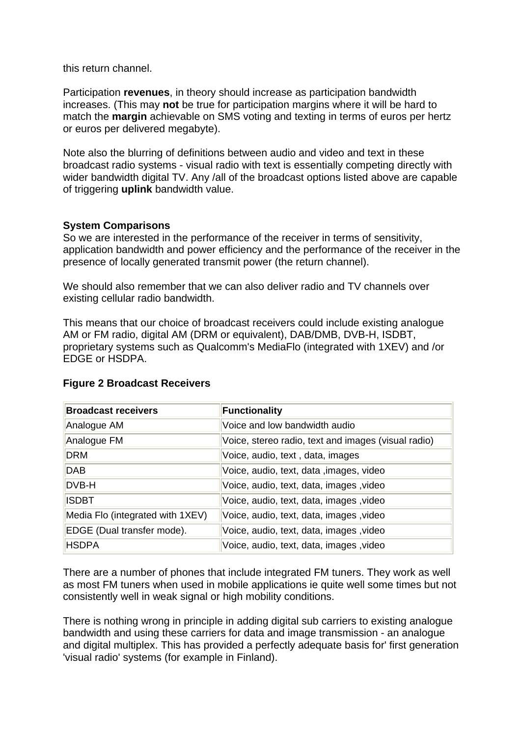this return channel.

Participation **revenues**, in theory should increase as participation bandwidth increases. (This may **not** be true for participation margins where it will be hard to match the **margin** achievable on SMS voting and texting in terms of euros per hertz or euros per delivered megabyte).

Note also the blurring of definitions between audio and video and text in these broadcast radio systems - visual radio with text is essentially competing directly with wider bandwidth digital TV. Any /all of the broadcast options listed above are capable of triggering **uplink** bandwidth value.

**System Comparisons**

So we are interested in the performance of the receiver in terms of sensitivity, application bandwidth and power efficiency and the performance of the receiver in the presence of locally generated transmit power (the return channel).

We should also remember that we can also deliver radio and TV channels over existing cellular radio bandwidth.

This means that our choice of broadcast receivers could include existing analogue AM or FM radio, digital AM (DRM or equivalent), DAB/DMB, DVB-H, ISDBT, proprietary systems such as Qualcomm's MediaFlo (integrated with 1XEV) and /or EDGE or HSDPA.

**Figure 2 Broadcast Receivers**

| Broadcast receivers | Functionality |
|---|---|
| Analogue AM | Voice and low bandwidth audio |
| Analogue FM | Voice, stereo radio, text and images (visual radio) |
| DRM | Voice, audio, text , data, images |
| DAB | Voice, audio, text, data ,images, video |
| DVB-H | Voice, audio, text, data, images ,video |
| ISDBT | Voice, audio, text, data, images ,video |
| Media Flo (integrated with 1XEV) | Voice, audio, text, data, images ,video |
| EDGE (Dual transfer mode). | Voice, audio, text, data, images ,video |
| HSDPA | Voice, audio, text, data, images ,video |

There are a number of phones that include integrated FM tuners. They work as well as most FM tuners when used in mobile applications ie quite well some times but not consistently well in weak signal or high mobility conditions.

There is nothing wrong in principle in adding digital sub carriers to existing analogue bandwidth and using these carriers for data and image transmission - an analogue and digital multiplex. This has provided a perfectly adequate basis for' first generation 'visual radio' systems (for example in Finland).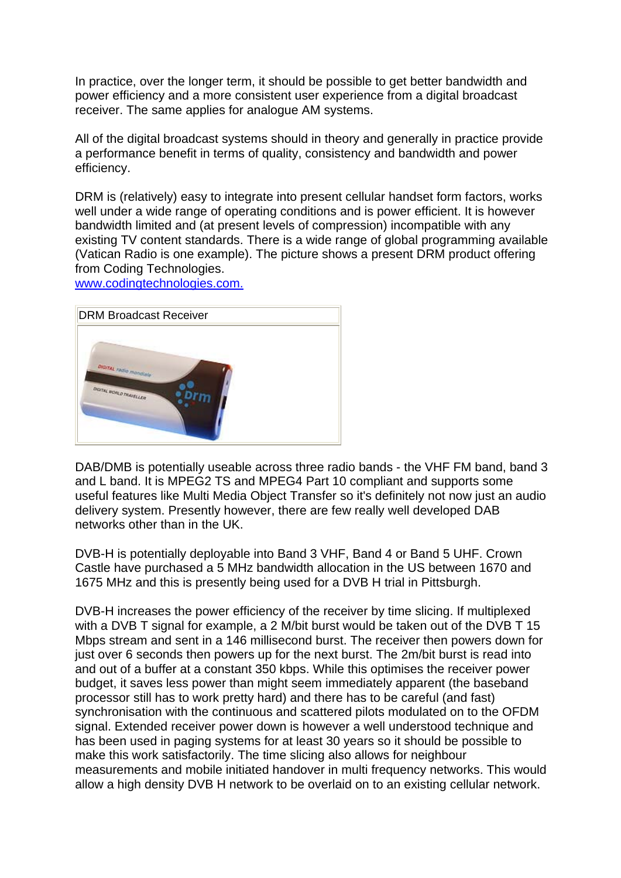In practice, over the longer term, it should be possible to get better bandwidth and power efficiency and a more consistent user experience from a digital broadcast receiver. The same applies for analogue AM systems.

All of the digital broadcast systems should in theory and generally in practice provide a performance benefit in terms of quality, consistency and bandwidth and power efficiency.

DRM is (relatively) easy to integrate into present cellular handset form factors, works well under a wide range of operating conditions and is power efficient. It is however bandwidth limited and (at present levels of compression) incompatible with any existing TV content standards. There is a wide range of global programming available (Vatican Radio is one example). The picture shows a present DRM product offering from Coding Technologies.
[www.codingtechnologies.com.](http://www.codingtechnologies.com)

DRM Broadcast Receiver

DAB/DMB is potentially useable across three radio bands - the VHF FM band, band 3 and L band. It is MPEG2 TS and MPEG4 Part 10 compliant and supports some useful features like Multi Media Object Transfer so it's definitely not now just an audio delivery system. Presently however, there are few really well developed DAB networks other than in the UK.

DVB-H is potentially deployable into Band 3 VHF, Band 4 or Band 5 UHF. Crown Castle have purchased a 5 MHz bandwidth allocation in the US between 1670 and 1675 MHz and this is presently being used for a DVB H trial in Pittsburgh.

DVB-H increases the power efficiency of the receiver by time slicing. If multiplexed with a DVB T signal for example, a 2 M/bit burst would be taken out of the DVB T 15 Mbps stream and sent in a 146 millisecond burst. The receiver then powers down for just over 6 seconds then powers up for the next burst. The 2m/bit burst is read into and out of a buffer at a constant 350 kbps. While this optimises the receiver power budget, it saves less power than might seem immediately apparent (the baseband processor still has to work pretty hard) and there has to be careful (and fast) synchronisation with the continuous and scattered pilots modulated on to the OFDM signal. Extended receiver power down is however a well understood technique and has been used in paging systems for at least 30 years so it should be possible to make this work satisfactorily. The time slicing also allows for neighbour measurements and mobile initiated handover in multi frequency networks. This would allow a high density DVB H network to be overlaid on to an existing cellular network.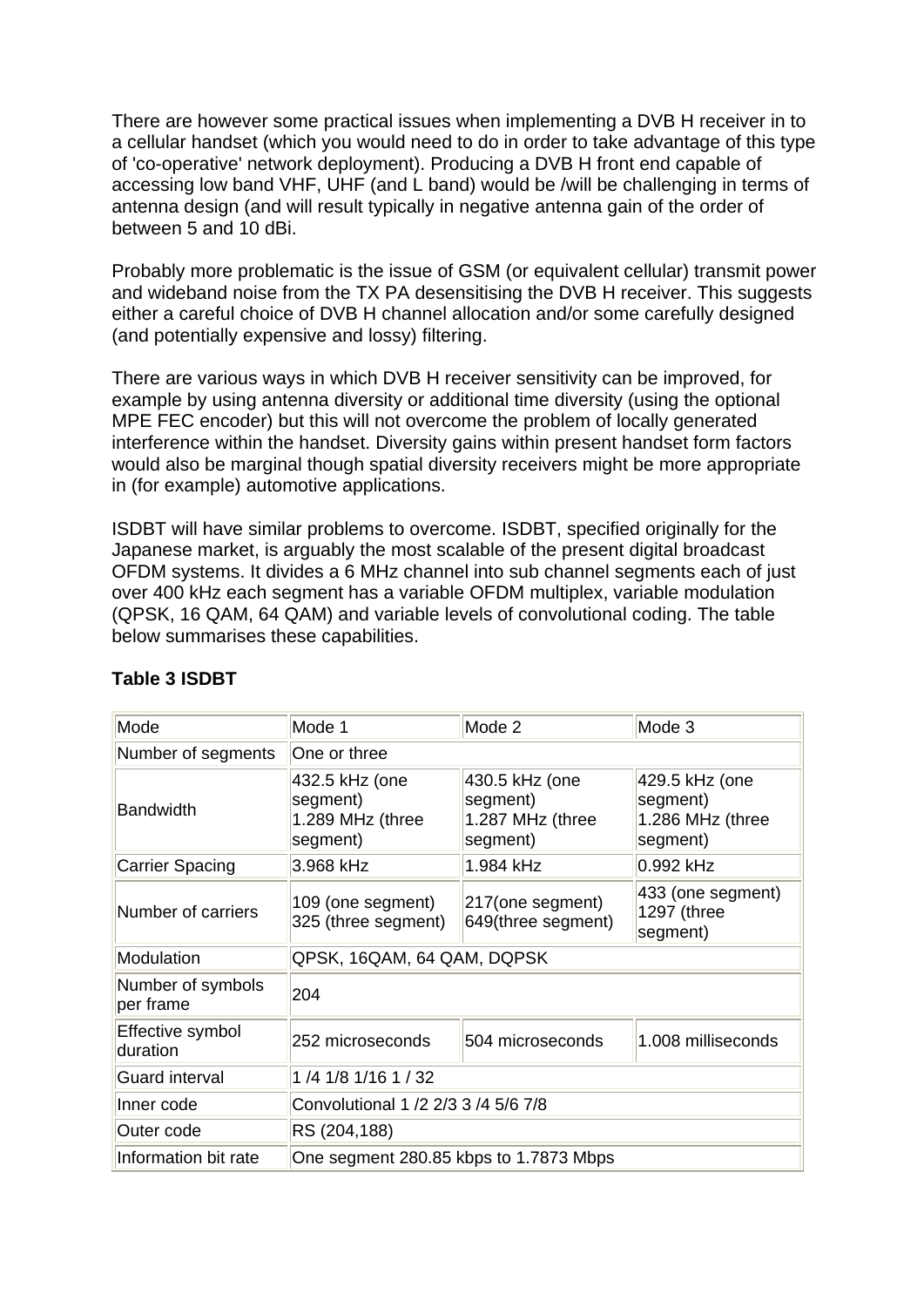There are however some practical issues when implementing a DVB H receiver in to a cellular handset (which you would need to do in order to take advantage of this type of 'co-operative' network deployment). Producing a DVB H front end capable of accessing low band VHF, UHF (and L band) would be /will be challenging in terms of antenna design (and will result typically in negative antenna gain of the order of between 5 and 10 dBi.

Probably more problematic is the issue of GSM (or equivalent cellular) transmit power and wideband noise from the TX PA desensitising the DVB H receiver. This suggests either a careful choice of DVB H channel allocation and/or some carefully designed (and potentially expensive and lossy) filtering.

There are various ways in which DVB H receiver sensitivity can be improved, for example by using antenna diversity or additional time diversity (using the optional MPE FEC encoder) but this will not overcome the problem of locally generated interference within the handset. Diversity gains within present handset form factors would also be marginal though spatial diversity receivers might be more appropriate in (for example) automotive applications.

ISDBT will have similar problems to overcome. ISDBT, specified originally for the Japanese market, is arguably the most scalable of the present digital broadcast OFDM systems. It divides a 6 MHz channel into sub channel segments each of just over 400 kHz each segment has a variable OFDM multiplex, variable modulation (QPSK, 16 QAM, 64 QAM) and variable levels of convolutional coding. The table below summarises these capabilities.

**Table 3 ISDBT**

| Mode | Mode 1 | Mode 2 | Mode 3 |
|---|---|---|---|
| Number of segments | One or three | | |
| Bandwidth | 432.5 kHz (one segment) 1.289 MHz (three segment) | 430.5 kHz (one segment) 1.287 MHz (three segment) | 429.5 kHz (one segment) 1.286 MHz (three segment) |
| Carrier Spacing | 3.968 kHz | 1.984 kHz | 0.992 kHz |
| Number of carriers | 109 (one segment) 325 (three segment) | 217(one segment) 649(three segment) | 433 (one segment) 1297 (three segment) |
| Modulation | QPSK, 16QAM, 64 QAM, DQPSK | | |
| Number of symbols per frame | 204 | | |
| Effective symbol duration | 252 microseconds | 504 microseconds | 1.008 milliseconds |
| Guard interval | 1 /4 1/8 1/16 1 / 32 | | |
| Inner code | Convolutional 1 /2 2/3 3 /4 5/6 7/8 | | |
| Outer code | RS (204,188) | | |
| Information bit rate | One segment 280.85 kbps to 1.7873 Mbps | | |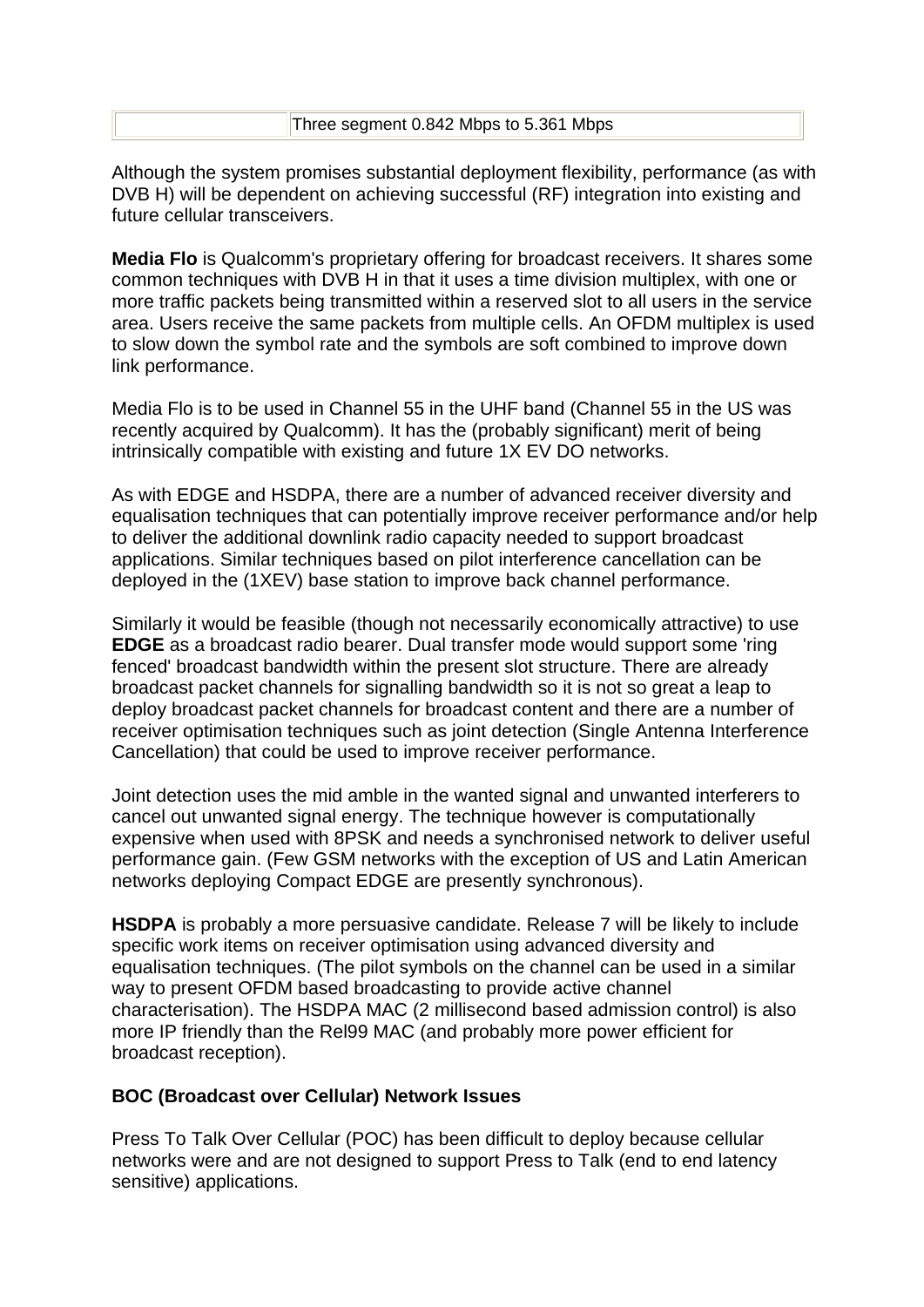|  | Three segment 0.842 Mbps to 5.361 Mbps |
|---|---|

Although the system promises substantial deployment flexibility, performance (as with DVB H) will be dependent on achieving successful (RF) integration into existing and future cellular transceivers.

**Media Flo** is Qualcomm's proprietary offering for broadcast receivers. It shares some common techniques with DVB H in that it uses a time division multiplex, with one or more traffic packets being transmitted within a reserved slot to all users in the service area. Users receive the same packets from multiple cells. An OFDM multiplex is used to slow down the symbol rate and the symbols are soft combined to improve down link performance.

Media Flo is to be used in Channel 55 in the UHF band (Channel 55 in the US was recently acquired by Qualcomm). It has the (probably significant) merit of being intrinsically compatible with existing and future 1X EV DO networks.

As with EDGE and HSDPA, there are a number of advanced receiver diversity and equalisation techniques that can potentially improve receiver performance and/or help to deliver the additional downlink radio capacity needed to support broadcast applications. Similar techniques based on pilot interference cancellation can be deployed in the (1XEV) base station to improve back channel performance.

Similarly it would be feasible (though not necessarily economically attractive) to use **EDGE** as a broadcast radio bearer. Dual transfer mode would support some 'ring fenced' broadcast bandwidth within the present slot structure. There are already broadcast packet channels for signalling bandwidth so it is not so great a leap to deploy broadcast packet channels for broadcast content and there are a number of receiver optimisation techniques such as joint detection (Single Antenna Interference Cancellation) that could be used to improve receiver performance.

Joint detection uses the mid amble in the wanted signal and unwanted interferers to cancel out unwanted signal energy. The technique however is computationally expensive when used with 8PSK and needs a synchronised network to deliver useful performance gain. (Few GSM networks with the exception of US and Latin American networks deploying Compact EDGE are presently synchronous).

**HSDPA** is probably a more persuasive candidate. Release 7 will be likely to include specific work items on receiver optimisation using advanced diversity and equalisation techniques. (The pilot symbols on the channel can be used in a similar way to present OFDM based broadcasting to provide active channel characterisation). The HSDPA MAC (2 millisecond based admission control) is also more IP friendly than the Rel99 MAC (and probably more power efficient for broadcast reception).

**BOC (Broadcast over Cellular) Network Issues**

Press To Talk Over Cellular (POC) has been difficult to deploy because cellular networks were and are not designed to support Press to Talk (end to end latency sensitive) applications.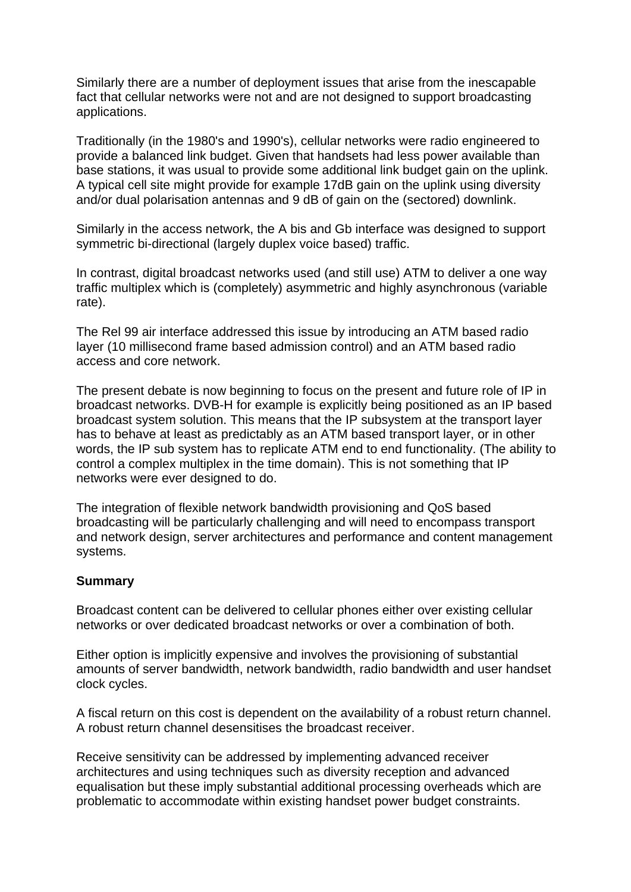Similarly there are a number of deployment issues that arise from the inescapable fact that cellular networks were not and are not designed to support broadcasting applications.

Traditionally (in the 1980's and 1990's), cellular networks were radio engineered to provide a balanced link budget. Given that handsets had less power available than base stations, it was usual to provide some additional link budget gain on the uplink. A typical cell site might provide for example 17dB gain on the uplink using diversity and/or dual polarisation antennas and 9 dB of gain on the (sectored) downlink.

Similarly in the access network, the A bis and Gb interface was designed to support symmetric bi-directional (largely duplex voice based) traffic.

In contrast, digital broadcast networks used (and still use) ATM to deliver a one way traffic multiplex which is (completely) asymmetric and highly asynchronous (variable rate).

The Rel 99 air interface addressed this issue by introducing an ATM based radio layer (10 millisecond frame based admission control) and an ATM based radio access and core network.

The present debate is now beginning to focus on the present and future role of IP in broadcast networks. DVB-H for example is explicitly being positioned as an IP based broadcast system solution. This means that the IP subsystem at the transport layer has to behave at least as predictably as an ATM based transport layer, or in other words, the IP sub system has to replicate ATM end to end functionality. (The ability to control a complex multiplex in the time domain). This is not something that IP networks were ever designed to do.

The integration of flexible network bandwidth provisioning and QoS based broadcasting will be particularly challenging and will need to encompass transport and network design, server architectures and performance and content management systems.

**Summary**

Broadcast content can be delivered to cellular phones either over existing cellular networks or over dedicated broadcast networks or over a combination of both.

Either option is implicitly expensive and involves the provisioning of substantial amounts of server bandwidth, network bandwidth, radio bandwidth and user handset clock cycles.

A fiscal return on this cost is dependent on the availability of a robust return channel. A robust return channel desensitises the broadcast receiver.

Receive sensitivity can be addressed by implementing advanced receiver architectures and using techniques such as diversity reception and advanced equalisation but these imply substantial additional processing overheads which are problematic to accommodate within existing handset power budget constraints.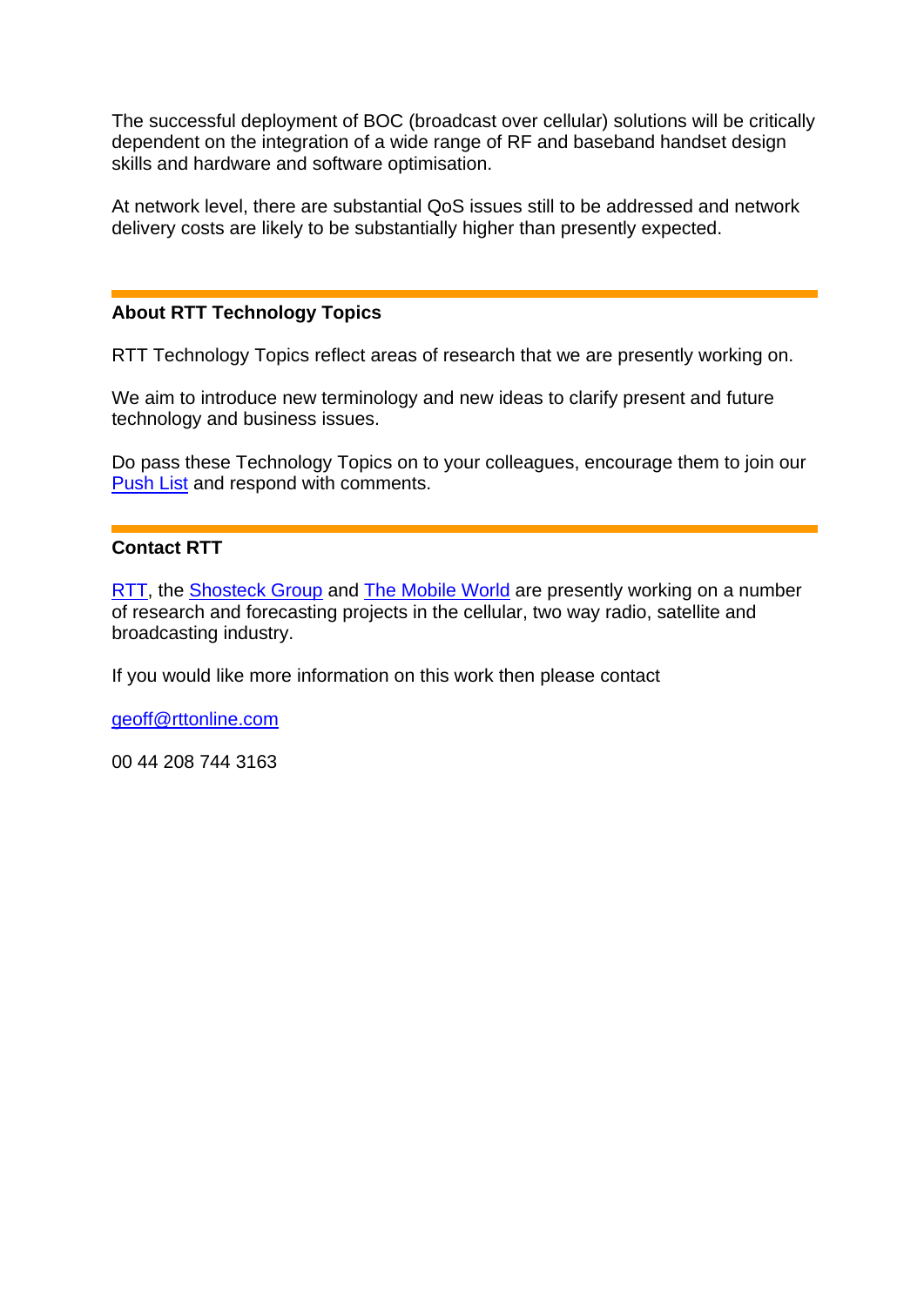The successful deployment of BOC (broadcast over cellular) solutions will be critically dependent on the integration of a wide range of RF and baseband handset design skills and hardware and software optimisation.

At network level, there are substantial QoS issues still to be addressed and network delivery costs are likely to be substantially higher than presently expected.

---

**About RTT Technology Topics**

RTT Technology Topics reflect areas of research that we are presently working on.

We aim to introduce new terminology and new ideas to clarify present and future technology and business issues.

Do pass these Technology Topics on to your colleagues, encourage them to join our Push List and respond with comments.

---

**Contact RTT**

RTT, the Shosteck Group and The Mobile World are presently working on a number of research and forecasting projects in the cellular, two way radio, satellite and broadcasting industry.

If you would like more information on this work then please contact

geoff@rttonline.com

00 44 208 744 3163